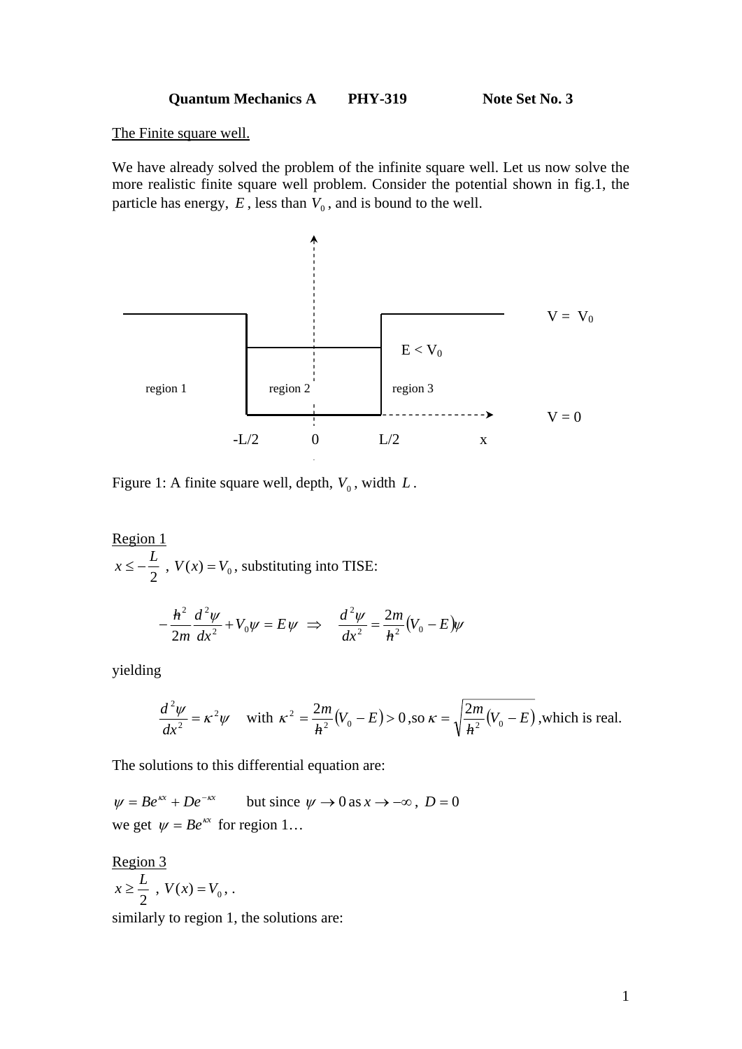**Quantum Mechanics A PHY-319 Note Set No. 3**

The Finite square well.

We have already solved the problem of the infinite square well. Let us now solve the more realistic finite square well problem. Consider the potential shown in fig.1, the particle has energy, $E$, less than $V_0$, and is bound to the well.

V = V0

E < V0

region 1 region 2 region 3

V = 0

-L/2 0 L/2 x

Figure 1: A finite square well, depth, $V_0$, width $L$.

Region 1

$x \le -\dfrac{L}{2}$ , $V(x) = V_0$, substituting into TISE:

$$-\frac{\hbar^2}{2m}\frac{d^2\psi}{dx^2} + V_0\psi = E\psi \;\Rightarrow\; \frac{d^2\psi}{dx^2} = \frac{2m}{\hbar^2}(V_0 - E)\psi$$

yielding

$$\frac{d^2\psi}{dx^2} = \kappa^2\psi \quad \text{with } \kappa^2 = \frac{2m}{\hbar^2}(V_0 - E) > 0 \text{ ,so } \kappa = \sqrt{\frac{2m}{\hbar^2}(V_0 - E)} \text{ ,which is real.}$$

The solutions to this differential equation are:

$\psi = Be^{\kappa x} + De^{-\kappa x}$ but since $\psi \to 0$ as $x \to -\infty$, $D = 0$

we get $\psi = Be^{\kappa x}$ for region 1…

Region 3

$x \ge \dfrac{L}{2}$ , $V(x) = V_0$, .

similarly to region 1, the solutions are: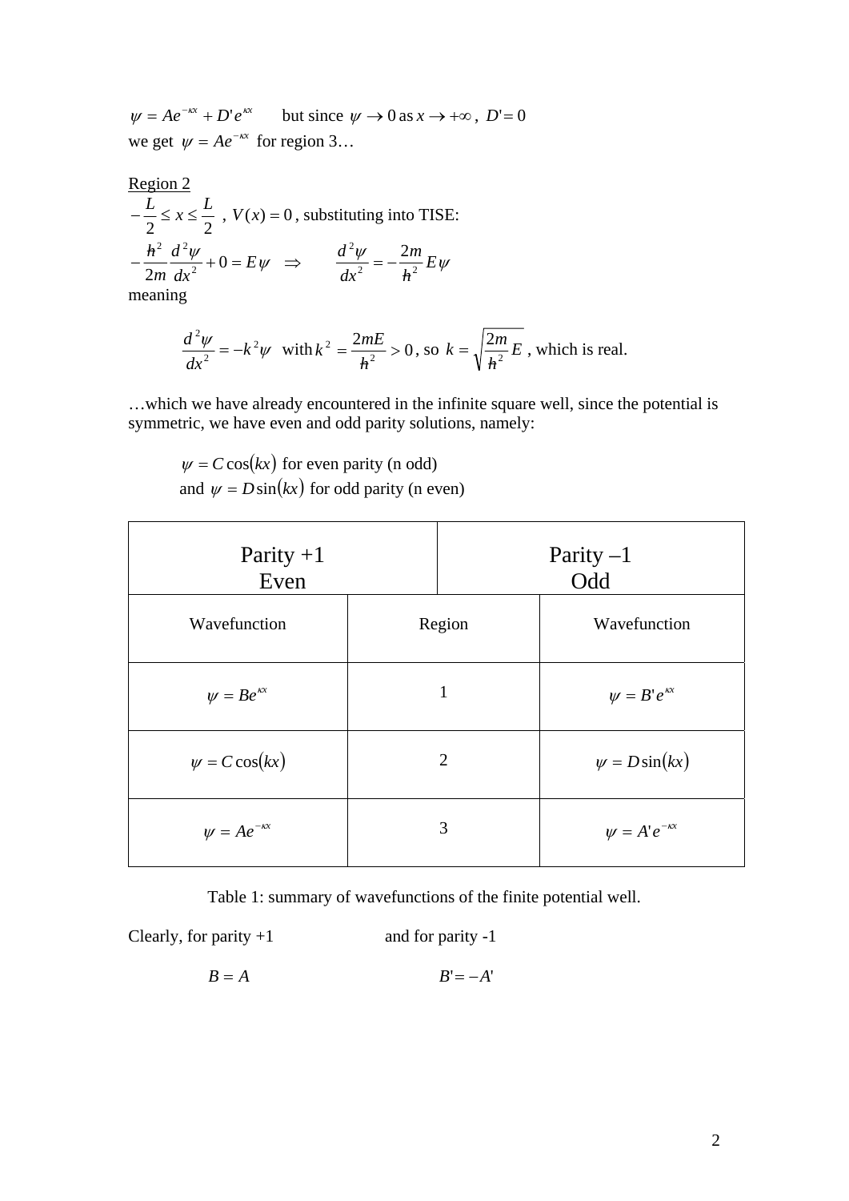$\psi = Ae^{-\kappa x} + D'e^{\kappa x}$ but since $\psi \to 0$ as $x \to +\infty$, $D' = 0$

we get $\psi = Ae^{-\kappa x}$ for region 3…

<u>Region 2</u>

$-\frac{L}{2} \le x \le \frac{L}{2}$ , $V(x) = 0$, substituting into TISE:

$$-\frac{\hbar^2}{2m}\frac{d^2\psi}{dx^2} + 0 = E\psi \quad \Rightarrow \qquad \frac{d^2\psi}{dx^2} = -\frac{2m}{\hbar^2}E\psi$$

meaning

$$\frac{d^2\psi}{dx^2} = -k^2\psi \;\; \text{with}\, k^2 = \frac{2mE}{\hbar^2} > 0\text{, so } k = \sqrt{\frac{2m}{\hbar^2}E}\text{, which is real.}$$

…which we have already encountered in the infinite square well, since the potential is symmetric, we have even and odd parity solutions, namely:

$\psi = C\cos(kx)$ for even parity (n odd)

and $\psi = D\sin(kx)$ for odd parity (n even)

| Parity +1 Even | | Parity –1 Odd |
|---|---|---|
| Wavefunction | Region | Wavefunction |
| $\psi = Be^{\kappa x}$ | 1 | $\psi = B'e^{\kappa x}$ |
| $\psi = C\cos(kx)$ | 2 | $\psi = D\sin(kx)$ |
| $\psi = Ae^{-\kappa x}$ | 3 | $\psi = A'e^{-\kappa x}$ |

Table 1: summary of wavefunctions of the finite potential well.

Clearly, for parity +1 and for parity -1

$B = A$ $\qquad\qquad$ $B' = -A'$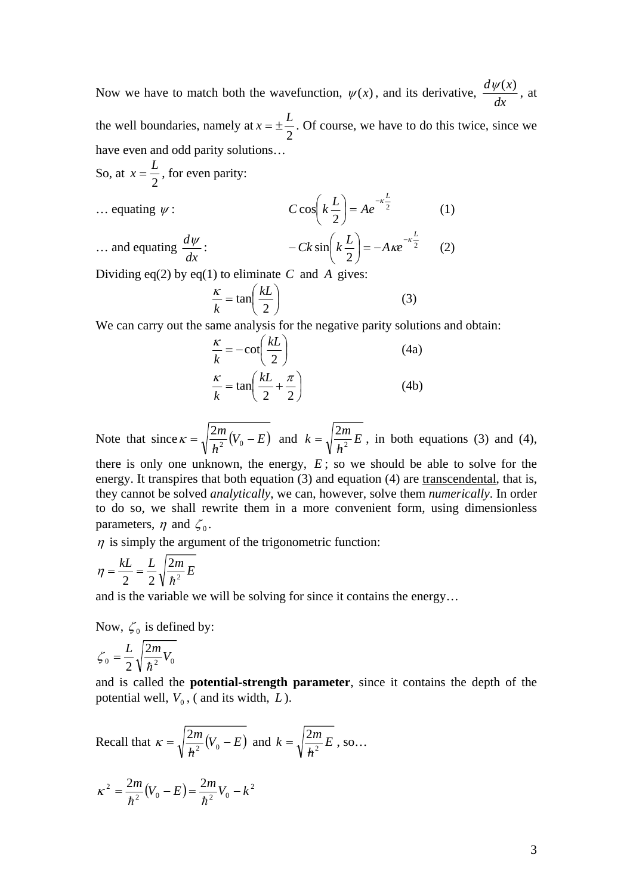Now we have to match both the wavefunction, $\psi(x)$, and its derivative, $\frac{d\psi(x)}{dx}$, at the well boundaries, namely at $x = \pm\frac{L}{2}$. Of course, we have to do this twice, since we have even and odd parity solutions…

So, at $x = \frac{L}{2}$, for even parity:

… equating $\psi$:

$$C\cos\left(k\frac{L}{2}\right) = Ae^{-\kappa\frac{L}{2}} \qquad (1)$$

… and equating $\frac{d\psi}{dx}$:

$$-Ck\sin\left(k\frac{L}{2}\right) = -A\kappa e^{-\kappa\frac{L}{2}} \qquad (2)$$

Dividing eq(2) by eq(1) to eliminate $C$ and $A$ gives:

$$\frac{\kappa}{k} = \tan\left(\frac{kL}{2}\right) \qquad (3)$$

We can carry out the same analysis for the negative parity solutions and obtain:

$$\frac{\kappa}{k} = -\cot\left(\frac{kL}{2}\right) \qquad (4a)$$

$$\frac{\kappa}{k} = \tan\left(\frac{kL}{2} + \frac{\pi}{2}\right) \qquad (4b)$$

Note that since $\kappa = \sqrt{\frac{2m}{\hbar^2}(V_0 - E)}$ and $k = \sqrt{\frac{2m}{\hbar^2}E}$, in both equations (3) and (4), there is only one unknown, the energy, $E$; so we should be able to solve for the energy. It transpires that both equation (3) and equation (4) are <u>transcendental</u>, that is, they cannot be solved *analytically*, we can, however, solve them *numerically*. In order to do so, we shall rewrite them in a more convenient form, using dimensionless parameters, $\eta$ and $\zeta_0$.

$\eta$ is simply the argument of the trigonometric function:

$$\eta = \frac{kL}{2} = \frac{L}{2}\sqrt{\frac{2m}{\hbar^2}E}$$

and is the variable we will be solving for since it contains the energy…

Now, $\zeta_0$ is defined by:

$$\zeta_0 = \frac{L}{2}\sqrt{\frac{2m}{\hbar^2}V_0}$$

and is called the **potential-strength parameter**, since it contains the depth of the potential well, $V_0$, ( and its width, $L$).

Recall that $\kappa = \sqrt{\frac{2m}{\hbar^2}(V_0 - E)}$ and $k = \sqrt{\frac{2m}{\hbar^2}E}$, so…

$$\kappa^2 = \frac{2m}{\hbar^2}(V_0 - E) = \frac{2m}{\hbar^2}V_0 - k^2$$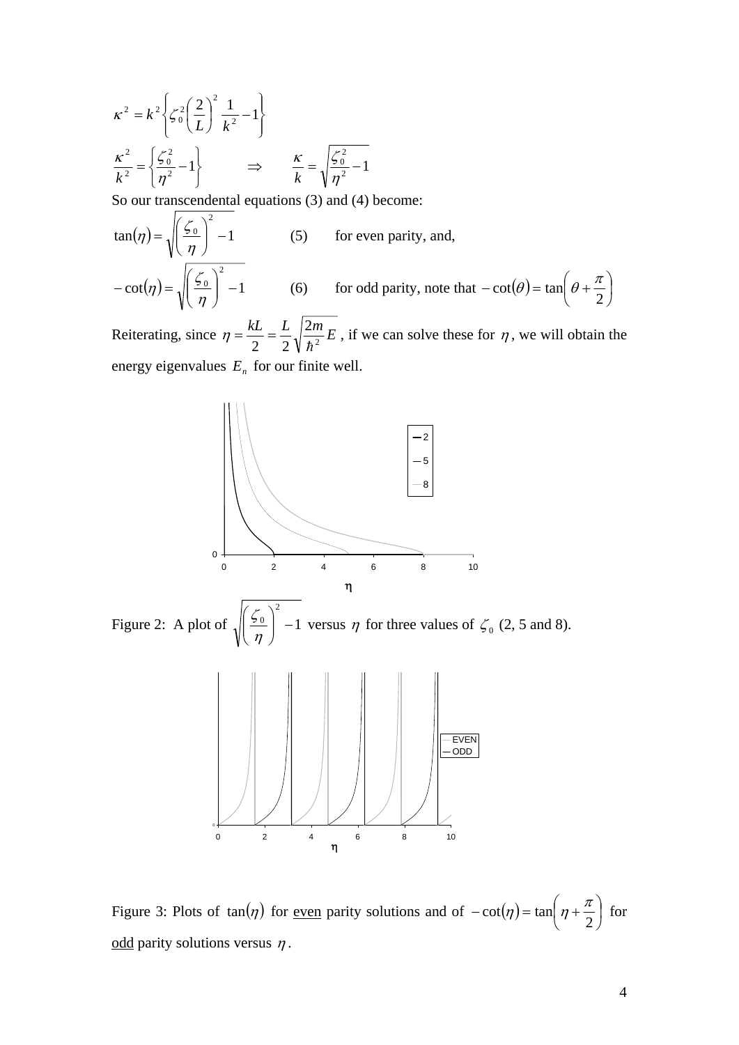$$\kappa^2 = k^2 \left\{ \zeta_0^2 \left( \frac{2}{L} \right)^2 \frac{1}{k^2} - 1 \right\}$$

$$\frac{\kappa^2}{k^2} = \left\{ \frac{\zeta_0^2}{\eta^2} - 1 \right\} \qquad \Rightarrow \qquad \frac{\kappa}{k} = \sqrt{\frac{\zeta_0^2}{\eta^2} - 1}$$

So our transcendental equations (3) and (4) become:

$$\tan(\eta) = \sqrt{\left( \frac{\zeta_0}{\eta} \right)^2 - 1} \qquad (5) \qquad \text{for even parity, and,}$$

$$-\cot(\eta) = \sqrt{\left( \frac{\zeta_0}{\eta} \right)^2 - 1} \qquad (6) \qquad \text{for odd parity, note that } -\cot(\theta) = \tan\left( \theta + \frac{\pi}{2} \right)$$

Reiterating, since $\eta = \frac{kL}{2} = \frac{L}{2}\sqrt{\frac{2m}{\hbar^2}E}$, if we can solve these for $\eta$, we will obtain the energy eigenvalues $E_n$ for our finite well.

Figure 2: A plot of $\sqrt{\left( \frac{\zeta_0}{\eta} \right)^2 - 1}$ versus $\eta$ for three values of $\zeta_0$ (2, 5 and 8).

Figure 3: Plots of $\tan(\eta)$ for <u>even</u> parity solutions and of $-\cot(\eta) = \tan\left( \eta + \frac{\pi}{2} \right)$ for <u>odd</u> parity solutions versus $\eta$.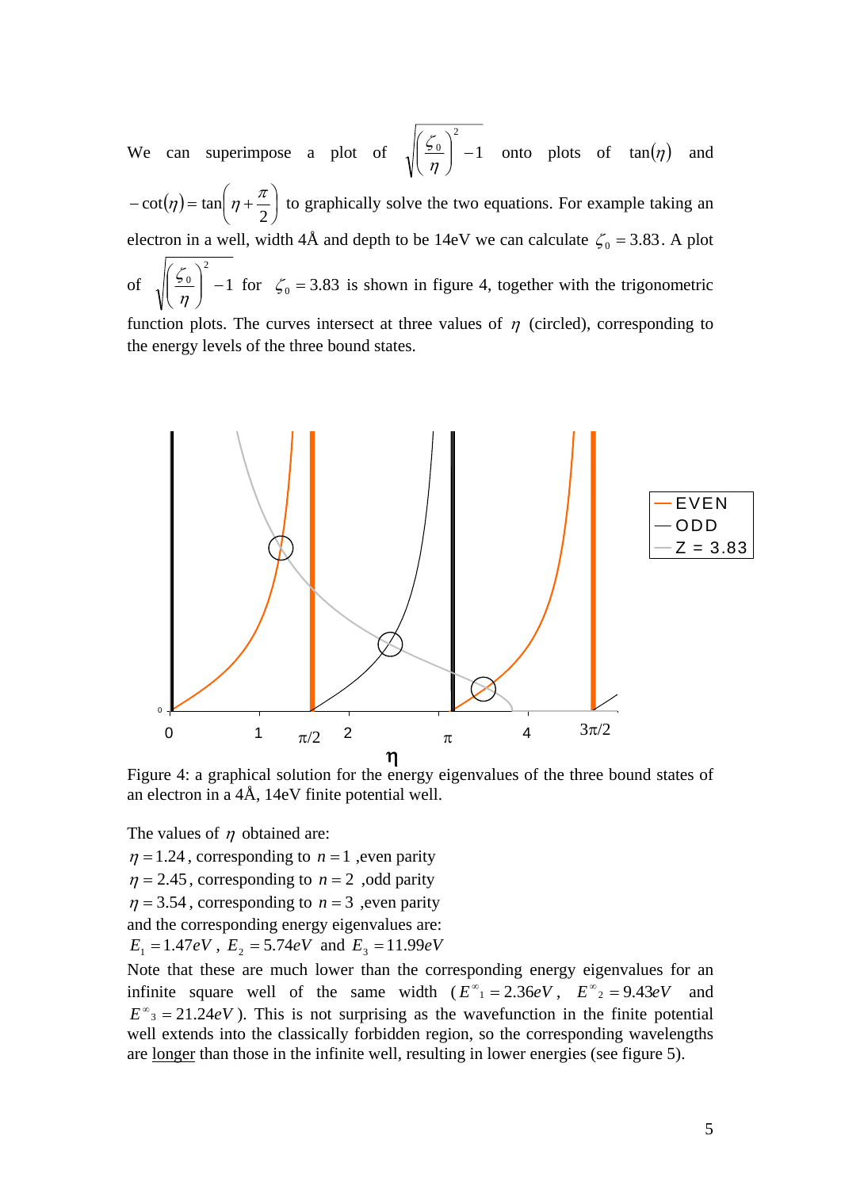We can superimpose a plot of $\sqrt{\left(\frac{\zeta_0}{\eta}\right)^2 - 1}$ onto plots of $\tan(\eta)$ and $-\cot(\eta) = \tan\left(\eta + \frac{\pi}{2}\right)$ to graphically solve the two equations. For example taking an electron in a well, width 4Å and depth to be 14eV we can calculate $\zeta_0 = 3.83$. A plot of $\sqrt{\left(\frac{\zeta_0}{\eta}\right)^2 - 1}$ for $\zeta_0 = 3.83$ is shown in figure 4, together with the trigonometric function plots. The curves intersect at three values of $\eta$ (circled), corresponding to the energy levels of the three bound states.

Figure 4: a graphical solution for the energy eigenvalues of the three bound states of an electron in a 4Å, 14eV finite potential well.

The values of $\eta$ obtained are:

$\eta = 1.24$, corresponding to $n = 1$ ,even parity

$\eta = 2.45$, corresponding to $n = 2$ ,odd parity

$\eta = 3.54$, corresponding to $n = 3$ ,even parity

and the corresponding energy eigenvalues are:

$E_1 = 1.47eV$ , $E_2 = 5.74eV$ and $E_3 = 11.99eV$

Note that these are much lower than the corresponding energy eigenvalues for an infinite square well of the same width ($E^{\infty}{}_1 = 2.36eV$, $E^{\infty}{}_2 = 9.43eV$ and $E^{\infty}{}_3 = 21.24eV$). This is not surprising as the wavefunction in the finite potential well extends into the classically forbidden region, so the corresponding wavelengths are <u>longer</u> than those in the infinite well, resulting in lower energies (see figure 5).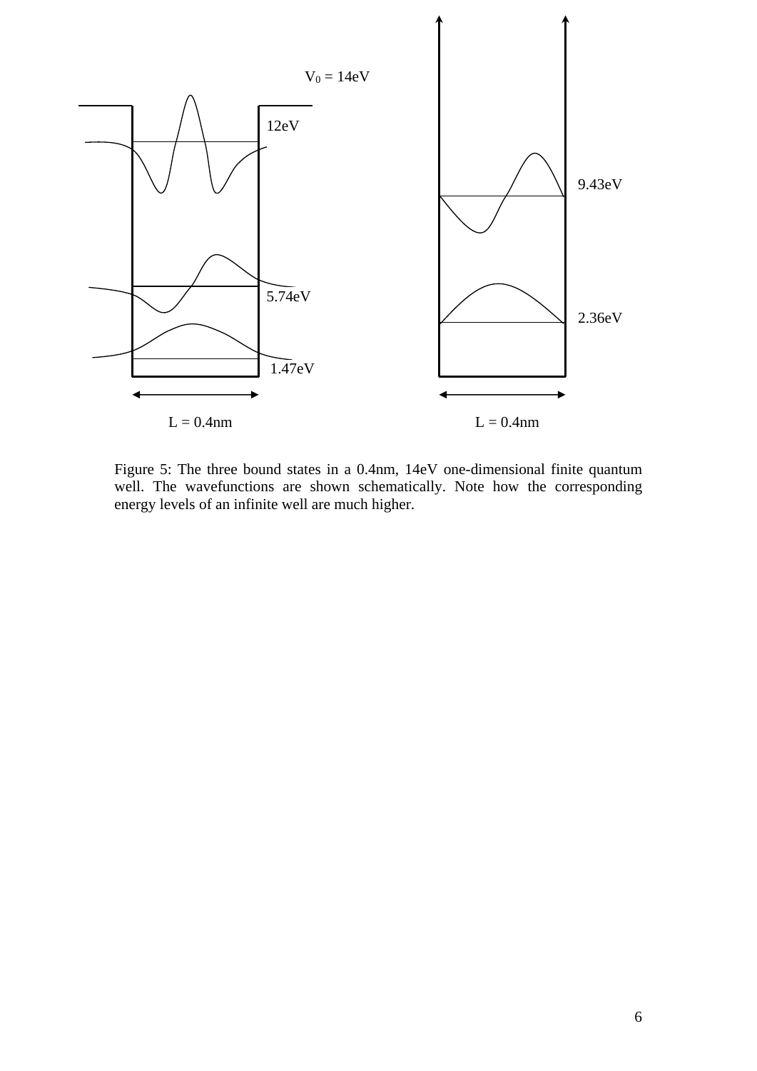$V_0$ = 14eV

12eV

5.74eV

1.47eV

L = 0.4nm

9.43eV

2.36eV

L = 0.4nm

Figure 5: The three bound states in a 0.4nm, 14eV one-dimensional finite quantum well. The wavefunctions are shown schematically. Note how the corresponding energy levels of an infinite well are much higher.